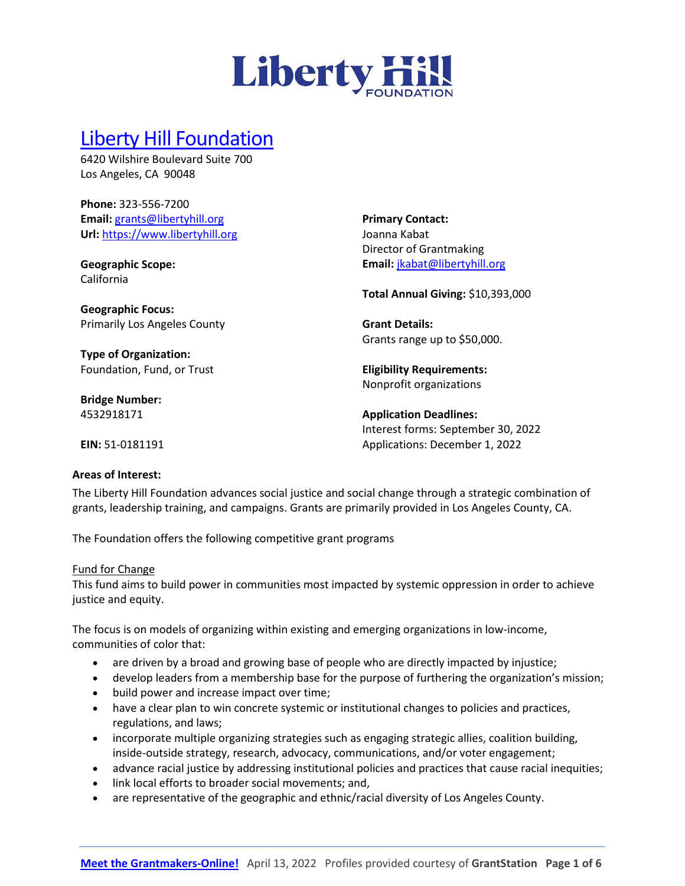# Liberty Hill Foundation

6420 Wilshire Boulevard Suite 700
Los Angeles, CA 90048

**Phone:** 323-556-7200
**Email:** grants@libertyhill.org
**Url:** https://www.libertyhill.org

**Geographic Scope:**
California

**Geographic Focus:**
Primarily Los Angeles County

**Type of Organization:**
Foundation, Fund, or Trust

**Bridge Number:**
4532918171

**EIN:** 51-0181191

**Primary Contact:**
Joanna Kabat
Director of Grantmaking
**Email:** jkabat@libertyhill.org

**Total Annual Giving:** $10,393,000

**Grant Details:**
Grants range up to $50,000.

**Eligibility Requirements:**
Nonprofit organizations

**Application Deadlines:**
Interest forms: September 30, 2022
Applications: December 1, 2022

**Areas of Interest:**

The Liberty Hill Foundation advances social justice and social change through a strategic combination of grants, leadership training, and campaigns. Grants are primarily provided in Los Angeles County, CA.

The Foundation offers the following competitive grant programs

Fund for Change

This fund aims to build power in communities most impacted by systemic oppression in order to achieve justice and equity.

The focus is on models of organizing within existing and emerging organizations in low-income, communities of color that:

- are driven by a broad and growing base of people who are directly impacted by injustice;
- develop leaders from a membership base for the purpose of furthering the organization's mission;
- build power and increase impact over time;
- have a clear plan to win concrete systemic or institutional changes to policies and practices, regulations, and laws;
- incorporate multiple organizing strategies such as engaging strategic allies, coalition building, inside-outside strategy, research, advocacy, communications, and/or voter engagement;
- advance racial justice by addressing institutional policies and practices that cause racial inequities;
- link local efforts to broader social movements; and,
- are representative of the geographic and ethnic/racial diversity of Los Angeles County.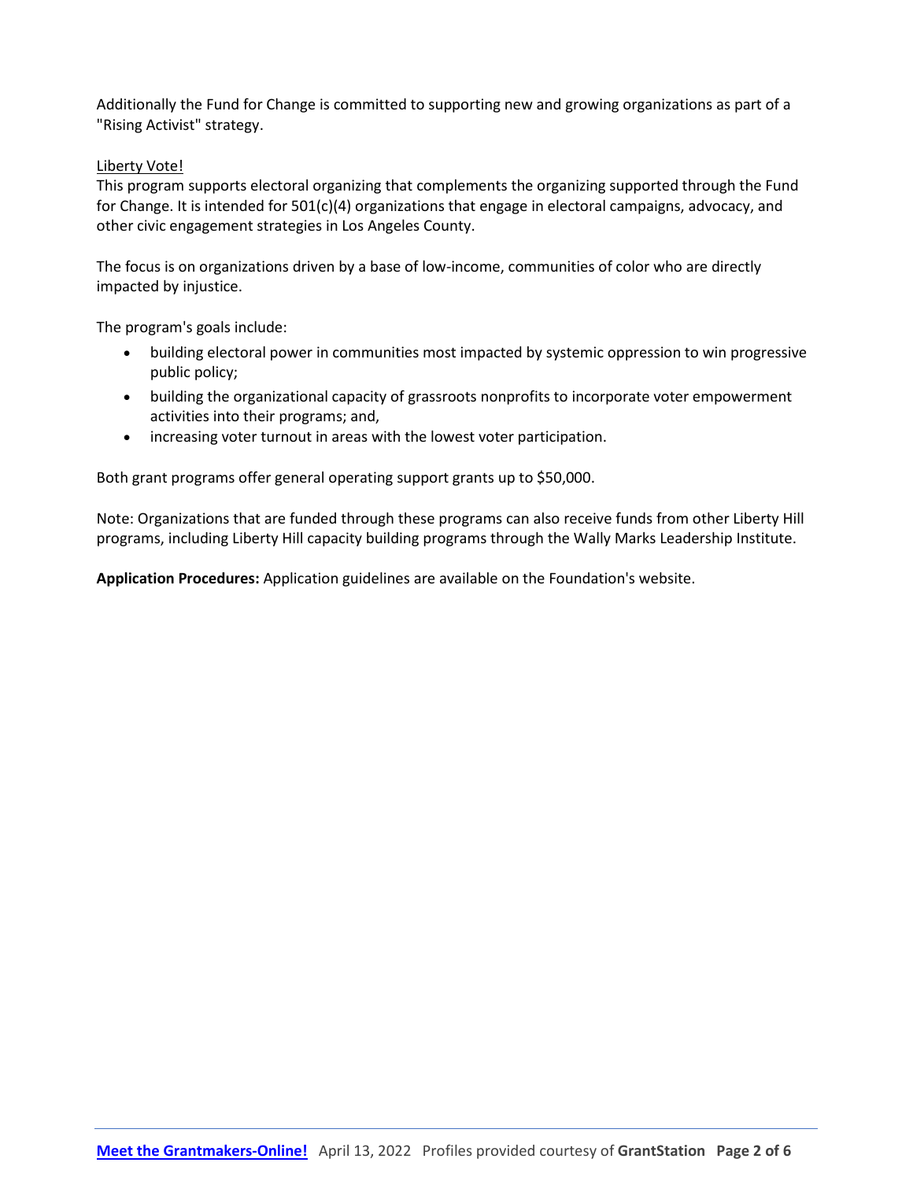Additionally the Fund for Change is committed to supporting new and growing organizations as part of a "Rising Activist" strategy.

Liberty Vote!

This program supports electoral organizing that complements the organizing supported through the Fund for Change. It is intended for 501(c)(4) organizations that engage in electoral campaigns, advocacy, and other civic engagement strategies in Los Angeles County.

The focus is on organizations driven by a base of low-income, communities of color who are directly impacted by injustice.

The program's goals include:

- building electoral power in communities most impacted by systemic oppression to win progressive public policy;
- building the organizational capacity of grassroots nonprofits to incorporate voter empowerment activities into their programs; and,
- increasing voter turnout in areas with the lowest voter participation.

Both grant programs offer general operating support grants up to $50,000.

Note: Organizations that are funded through these programs can also receive funds from other Liberty Hill programs, including Liberty Hill capacity building programs through the Wally Marks Leadership Institute.

**Application Procedures:** Application guidelines are available on the Foundation's website.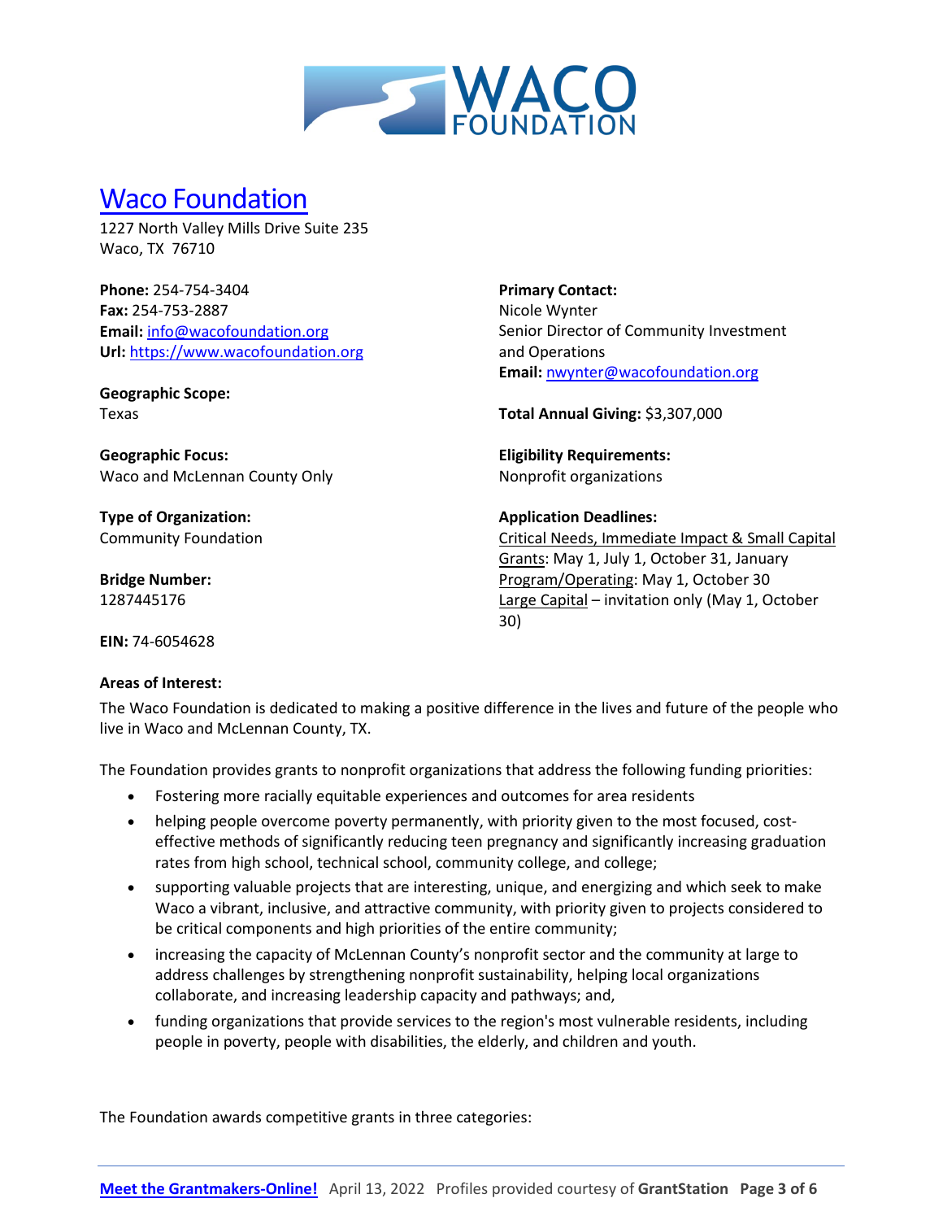# Waco Foundation

1227 North Valley Mills Drive Suite 235
Waco, TX 76710

**Phone:** 254-754-3404
**Fax:** 254-753-2887
**Email:** info@wacofoundation.org
**Url:** https://www.wacofoundation.org

**Geographic Scope:**
Texas

**Geographic Focus:**
Waco and McLennan County Only

**Type of Organization:**
Community Foundation

**Bridge Number:**
1287445176

**EIN:** 74-6054628

**Primary Contact:**
Nicole Wynter
Senior Director of Community Investment and Operations
**Email:** nwynter@wacofoundation.org

**Total Annual Giving:** $3,307,000

**Eligibility Requirements:**
Nonprofit organizations

**Application Deadlines:**
Critical Needs, Immediate Impact & Small Capital Grants: May 1, July 1, October 31, January
Program/Operating: May 1, October 30
Large Capital – invitation only (May 1, October 30)

**Areas of Interest:**

The Waco Foundation is dedicated to making a positive difference in the lives and future of the people who live in Waco and McLennan County, TX.

The Foundation provides grants to nonprofit organizations that address the following funding priorities:

- Fostering more racially equitable experiences and outcomes for area residents
- helping people overcome poverty permanently, with priority given to the most focused, cost-effective methods of significantly reducing teen pregnancy and significantly increasing graduation rates from high school, technical school, community college, and college;
- supporting valuable projects that are interesting, unique, and energizing and which seek to make Waco a vibrant, inclusive, and attractive community, with priority given to projects considered to be critical components and high priorities of the entire community;
- increasing the capacity of McLennan County's nonprofit sector and the community at large to address challenges by strengthening nonprofit sustainability, helping local organizations collaborate, and increasing leadership capacity and pathways; and,
- funding organizations that provide services to the region's most vulnerable residents, including people in poverty, people with disabilities, the elderly, and children and youth.

The Foundation awards competitive grants in three categories: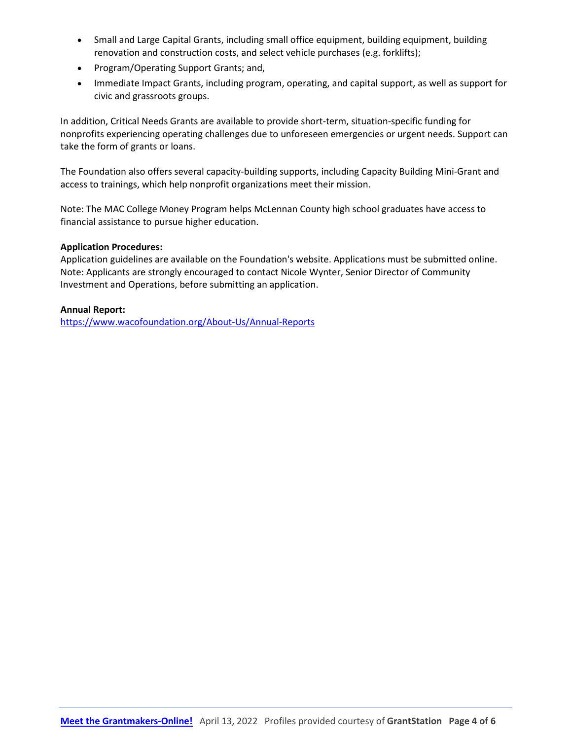- Small and Large Capital Grants, including small office equipment, building equipment, building renovation and construction costs, and select vehicle purchases (e.g. forklifts);
- Program/Operating Support Grants; and,
- Immediate Impact Grants, including program, operating, and capital support, as well as support for civic and grassroots groups.

In addition, Critical Needs Grants are available to provide short-term, situation-specific funding for nonprofits experiencing operating challenges due to unforeseen emergencies or urgent needs. Support can take the form of grants or loans.

The Foundation also offers several capacity-building supports, including Capacity Building Mini-Grant and access to trainings, which help nonprofit organizations meet their mission.

Note: The MAC College Money Program helps McLennan County high school graduates have access to financial assistance to pursue higher education.

**Application Procedures:**
Application guidelines are available on the Foundation's website. Applications must be submitted online. Note: Applicants are strongly encouraged to contact Nicole Wynter, Senior Director of Community Investment and Operations, before submitting an application.

**Annual Report:**
https://www.wacofoundation.org/About-Us/Annual-Reports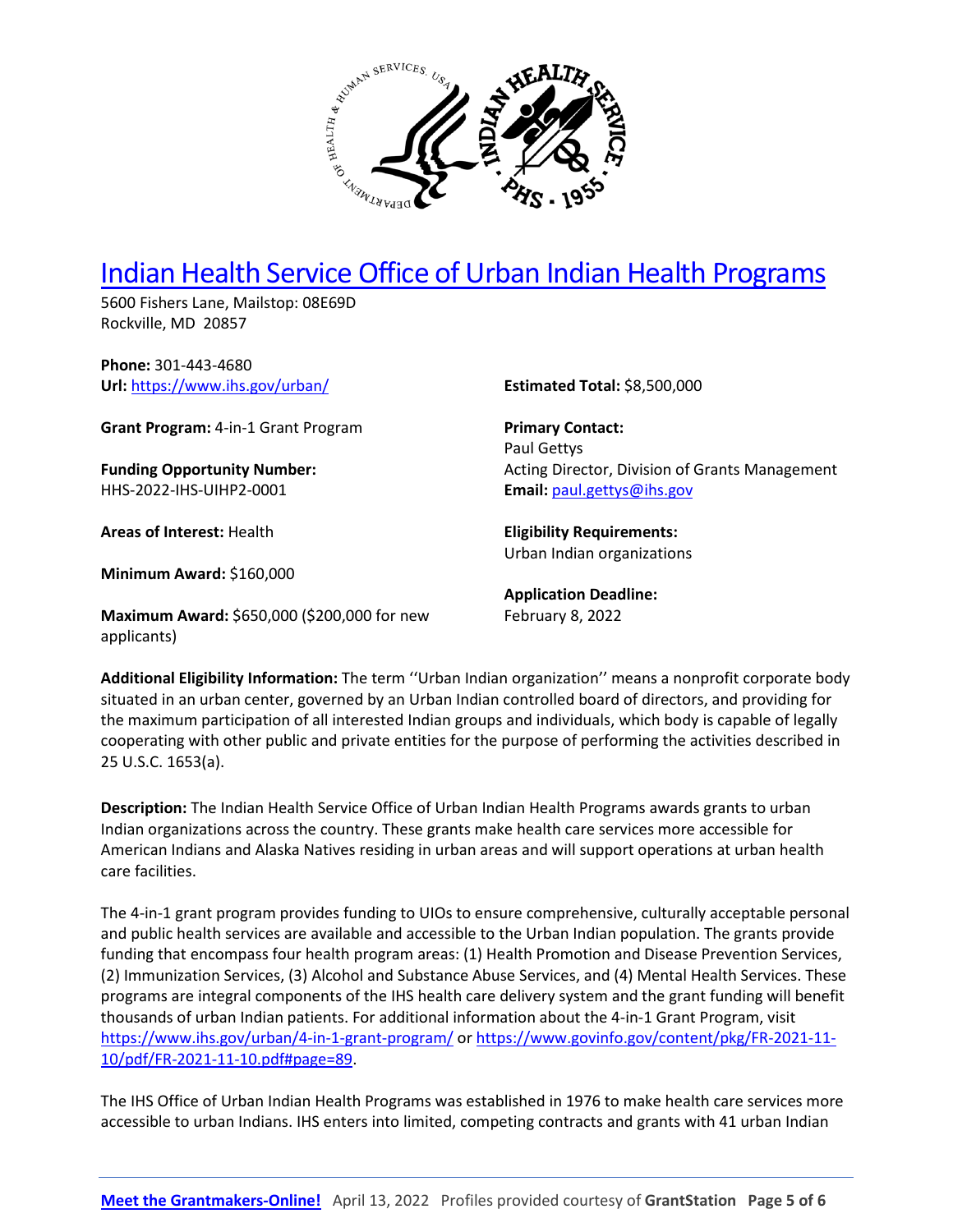# [Indian Health Service Office of Urban Indian Health Programs](https://www.ihs.gov/urban/)

5600 Fishers Lane, Mailstop: 08E69D
Rockville, MD 20857

**Phone:** 301-443-4680
**Url:** [https://www.ihs.gov/urban/](https://www.ihs.gov/urban/)

**Grant Program:** 4-in-1 Grant Program

**Funding Opportunity Number:** HHS-2022-IHS-UIHP2-0001

**Areas of Interest:** Health

**Minimum Award:** $160,000

**Maximum Award:** $650,000 ($200,000 for new applicants)

**Estimated Total:** $8,500,000

**Primary Contact:**
Paul Gettys
Acting Director, Division of Grants Management
**Email:** [paul.gettys@ihs.gov](mailto:paul.gettys@ihs.gov)

**Eligibility Requirements:**
Urban Indian organizations

**Application Deadline:**
February 8, 2022

**Additional Eligibility Information:** The term ''Urban Indian organization'' means a nonprofit corporate body situated in an urban center, governed by an Urban Indian controlled board of directors, and providing for the maximum participation of all interested Indian groups and individuals, which body is capable of legally cooperating with other public and private entities for the purpose of performing the activities described in 25 U.S.C. 1653(a).

**Description:** The Indian Health Service Office of Urban Indian Health Programs awards grants to urban Indian organizations across the country. These grants make health care services more accessible for American Indians and Alaska Natives residing in urban areas and will support operations at urban health care facilities.

The 4-in-1 grant program provides funding to UIOs to ensure comprehensive, culturally acceptable personal and public health services are available and accessible to the Urban Indian population. The grants provide funding that encompass four health program areas: (1) Health Promotion and Disease Prevention Services, (2) Immunization Services, (3) Alcohol and Substance Abuse Services, and (4) Mental Health Services. These programs are integral components of the IHS health care delivery system and the grant funding will benefit thousands of urban Indian patients. For additional information about the 4-in-1 Grant Program, visit [https://www.ihs.gov/urban/4-in-1-grant-program/](https://www.ihs.gov/urban/4-in-1-grant-program/) or [https://www.govinfo.gov/content/pkg/FR-2021-11-10/pdf/FR-2021-11-10.pdf#page=89](https://www.govinfo.gov/content/pkg/FR-2021-11-10/pdf/FR-2021-11-10.pdf#page=89).

The IHS Office of Urban Indian Health Programs was established in 1976 to make health care services more accessible to urban Indians. IHS enters into limited, competing contracts and grants with 41 urban Indian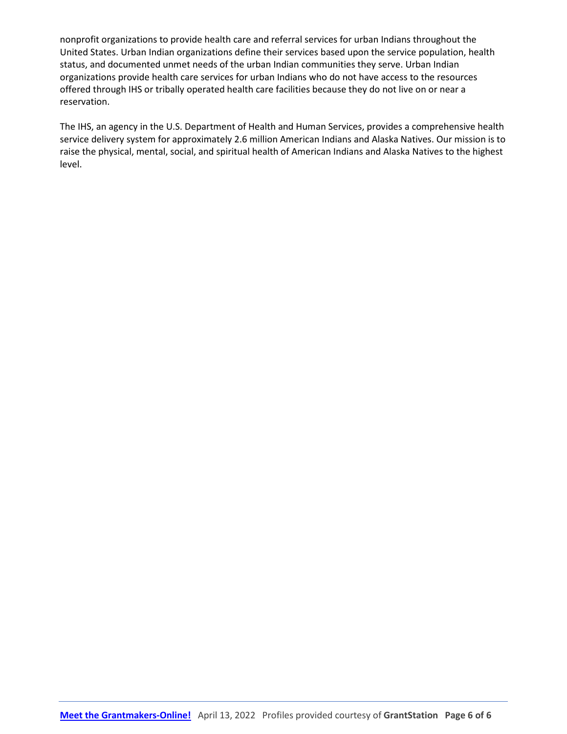nonprofit organizations to provide health care and referral services for urban Indians throughout the United States. Urban Indian organizations define their services based upon the service population, health status, and documented unmet needs of the urban Indian communities they serve. Urban Indian organizations provide health care services for urban Indians who do not have access to the resources offered through IHS or tribally operated health care facilities because they do not live on or near a reservation.

The IHS, an agency in the U.S. Department of Health and Human Services, provides a comprehensive health service delivery system for approximately 2.6 million American Indians and Alaska Natives. Our mission is to raise the physical, mental, social, and spiritual health of American Indians and Alaska Natives to the highest level.